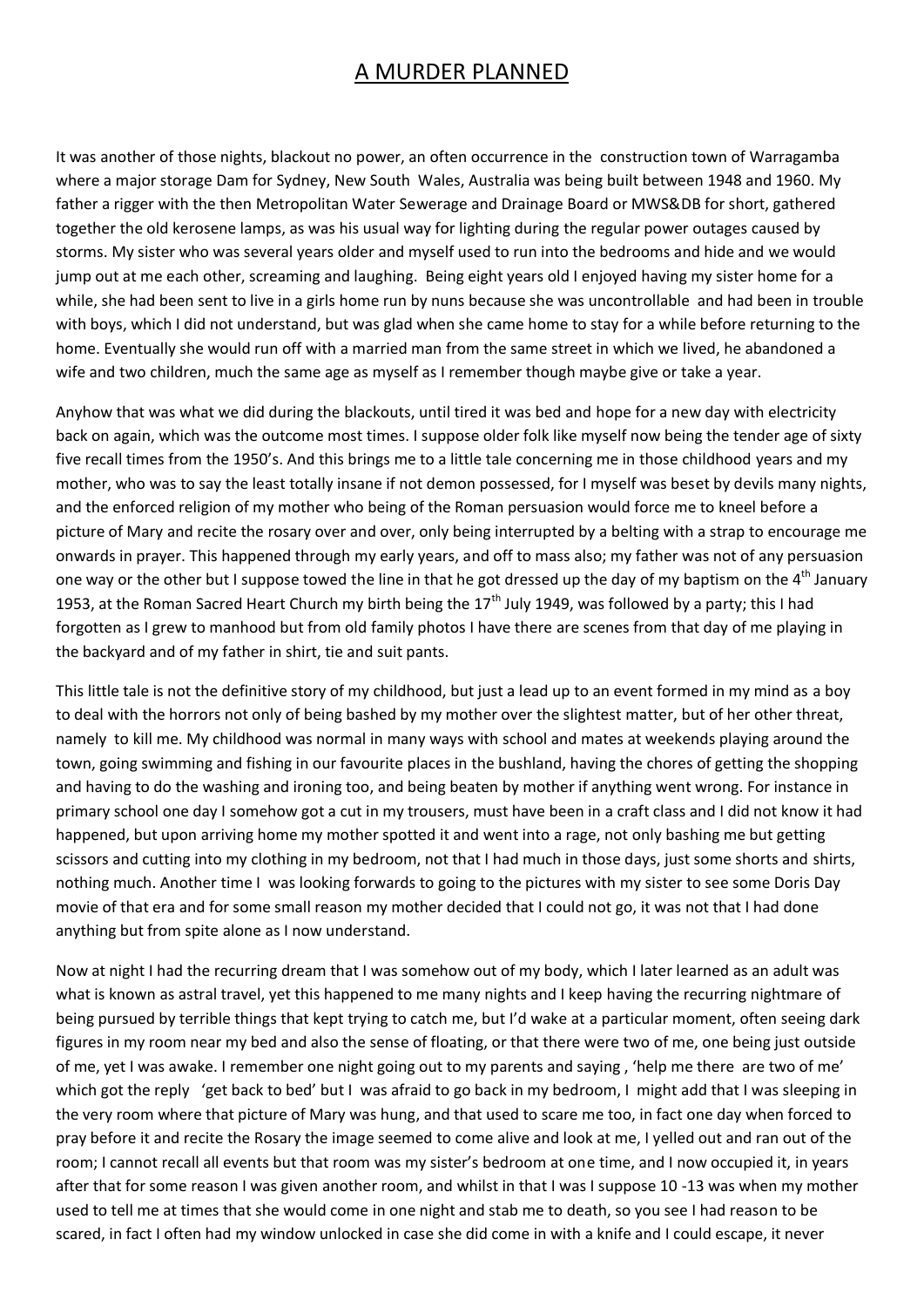# A MURDER PLANNED

It was another of those nights, blackout no power, an often occurrence in the construction town of Warragamba where a major storage Dam for Sydney, New South Wales, Australia was being built between 1948 and 1960. My father a rigger with the then Metropolitan Water Sewerage and Drainage Board or MWS&DB for short, gathered together the old kerosene lamps, as was his usual way for lighting during the regular power outages caused by storms. My sister who was several years older and myself used to run into the bedrooms and hide and we would jump out at me each other, screaming and laughing. Being eight years old I enjoyed having my sister home for a while, she had been sent to live in a girls home run by nuns because she was uncontrollable and had been in trouble with boys, which I did not understand, but was glad when she came home to stay for a while before returning to the home. Eventually she would run off with a married man from the same street in which we lived, he abandoned a wife and two children, much the same age as myself as I remember though maybe give or take a year.

Anyhow that was what we did during the blackouts, until tired it was bed and hope for a new day with electricity back on again, which was the outcome most times. I suppose older folk like myself now being the tender age of sixty five recall times from the 1950's. And this brings me to a little tale concerning me in those childhood years and my mother, who was to say the least totally insane if not demon possessed, for I myself was beset by devils many nights, and the enforced religion of my mother who being of the Roman persuasion would force me to kneel before a picture of Mary and recite the rosary over and over, only being interrupted by a belting with a strap to encourage me onwards in prayer. This happened through my early years, and off to mass also; my father was not of any persuasion one way or the other but I suppose towed the line in that he got dressed up the day of my baptism on the 4th January 1953, at the Roman Sacred Heart Church my birth being the 17th July 1949, was followed by a party; this I had forgotten as I grew to manhood but from old family photos I have there are scenes from that day of me playing in the backyard and of my father in shirt, tie and suit pants.

This little tale is not the definitive story of my childhood, but just a lead up to an event formed in my mind as a boy to deal with the horrors not only of being bashed by my mother over the slightest matter, but of her other threat, namely to kill me. My childhood was normal in many ways with school and mates at weekends playing around the town, going swimming and fishing in our favourite places in the bushland, having the chores of getting the shopping and having to do the washing and ironing too, and being beaten by mother if anything went wrong. For instance in primary school one day I somehow got a cut in my trousers, must have been in a craft class and I did not know it had happened, but upon arriving home my mother spotted it and went into a rage, not only bashing me but getting scissors and cutting into my clothing in my bedroom, not that I had much in those days, just some shorts and shirts, nothing much. Another time I was looking forwards to going to the pictures with my sister to see some Doris Day movie of that era and for some small reason my mother decided that I could not go, it was not that I had done anything but from spite alone as I now understand.

Now at night I had the recurring dream that I was somehow out of my body, which I later learned as an adult was what is known as astral travel, yet this happened to me many nights and I keep having the recurring nightmare of being pursued by terrible things that kept trying to catch me, but I'd wake at a particular moment, often seeing dark figures in my room near my bed and also the sense of floating, or that there were two of me, one being just outside of me, yet I was awake. I remember one night going out to my parents and saying , 'help me there are two of me' which got the reply 'get back to bed' but I was afraid to go back in my bedroom, I might add that I was sleeping in the very room where that picture of Mary was hung, and that used to scare me too, in fact one day when forced to pray before it and recite the Rosary the image seemed to come alive and look at me, I yelled out and ran out of the room; I cannot recall all events but that room was my sister's bedroom at one time, and I now occupied it, in years after that for some reason I was given another room, and whilst in that I was I suppose 10 -13 was when my mother used to tell me at times that she would come in one night and stab me to death, so you see I had reason to be scared, in fact I often had my window unlocked in case she did come in with a knife and I could escape, it never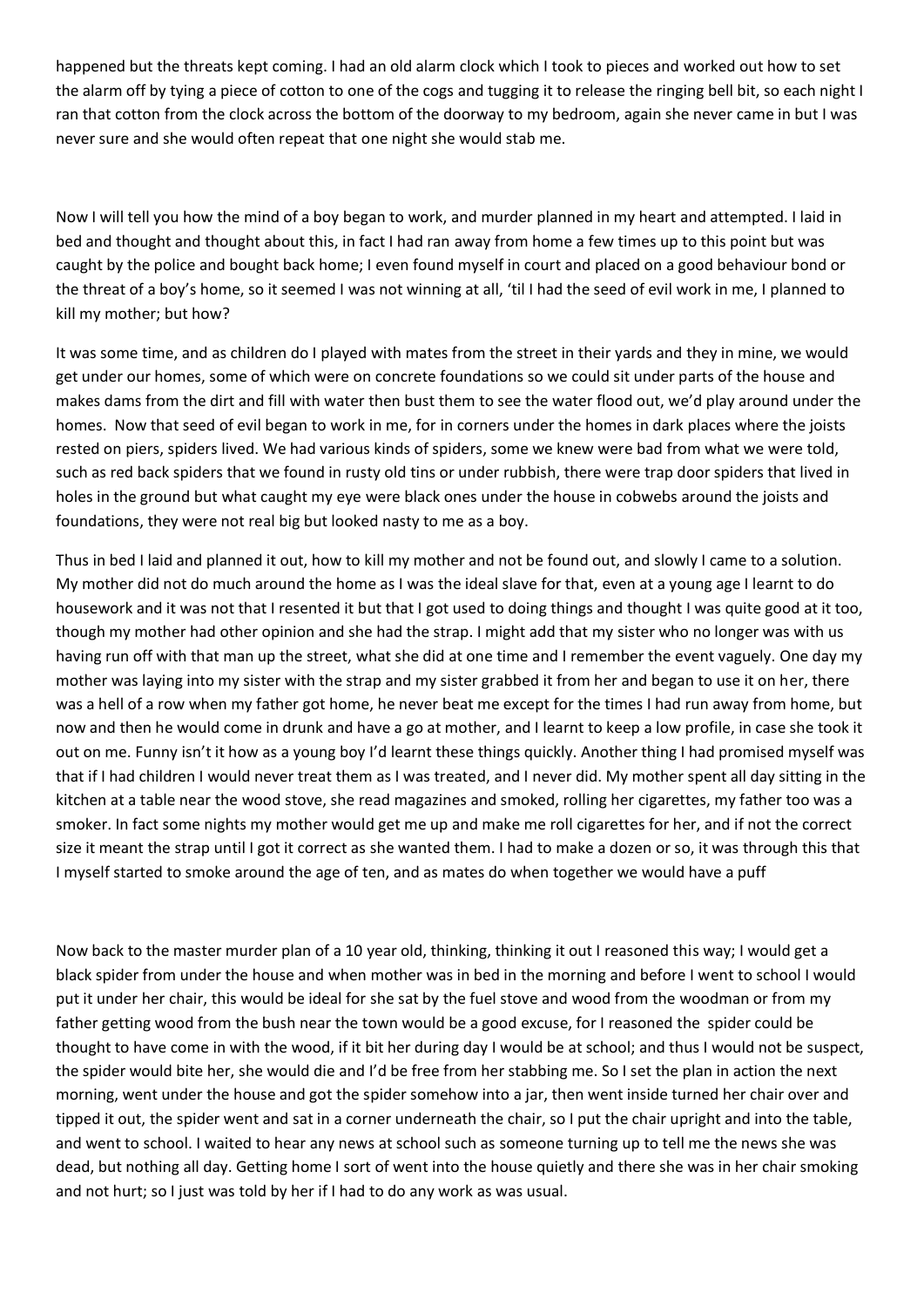happened but the threats kept coming. I had an old alarm clock which I took to pieces and worked out how to set the alarm off by tying a piece of cotton to one of the cogs and tugging it to release the ringing bell bit, so each night I ran that cotton from the clock across the bottom of the doorway to my bedroom, again she never came in but I was never sure and she would often repeat that one night she would stab me.

Now I will tell you how the mind of a boy began to work, and murder planned in my heart and attempted. I laid in bed and thought and thought about this, in fact I had ran away from home a few times up to this point but was caught by the police and bought back home; I even found myself in court and placed on a good behaviour bond or the threat of a boy's home, so it seemed I was not winning at all, 'til I had the seed of evil work in me, I planned to kill my mother; but how?

It was some time, and as children do I played with mates from the street in their yards and they in mine, we would get under our homes, some of which were on concrete foundations so we could sit under parts of the house and makes dams from the dirt and fill with water then bust them to see the water flood out, we'd play around under the homes. Now that seed of evil began to work in me, for in corners under the homes in dark places where the joists rested on piers, spiders lived. We had various kinds of spiders, some we knew were bad from what we were told, such as red back spiders that we found in rusty old tins or under rubbish, there were trap door spiders that lived in holes in the ground but what caught my eye were black ones under the house in cobwebs around the joists and foundations, they were not real big but looked nasty to me as a boy.

Thus in bed I laid and planned it out, how to kill my mother and not be found out, and slowly I came to a solution. My mother did not do much around the home as I was the ideal slave for that, even at a young age I learnt to do housework and it was not that I resented it but that I got used to doing things and thought I was quite good at it too, though my mother had other opinion and she had the strap. I might add that my sister who no longer was with us having run off with that man up the street, what she did at one time and I remember the event vaguely. One day my mother was laying into my sister with the strap and my sister grabbed it from her and began to use it on her, there was a hell of a row when my father got home, he never beat me except for the times I had run away from home, but now and then he would come in drunk and have a go at mother, and I learnt to keep a low profile, in case she took it out on me. Funny isn't it how as a young boy I'd learnt these things quickly. Another thing I had promised myself was that if I had children I would never treat them as I was treated, and I never did. My mother spent all day sitting in the kitchen at a table near the wood stove, she read magazines and smoked, rolling her cigarettes, my father too was a smoker. In fact some nights my mother would get me up and make me roll cigarettes for her, and if not the correct size it meant the strap until I got it correct as she wanted them. I had to make a dozen or so, it was through this that I myself started to smoke around the age of ten, and as mates do when together we would have a puff

Now back to the master murder plan of a 10 year old, thinking, thinking it out I reasoned this way; I would get a black spider from under the house and when mother was in bed in the morning and before I went to school I would put it under her chair, this would be ideal for she sat by the fuel stove and wood from the woodman or from my father getting wood from the bush near the town would be a good excuse, for I reasoned the spider could be thought to have come in with the wood, if it bit her during day I would be at school; and thus I would not be suspect, the spider would bite her, she would die and I'd be free from her stabbing me. So I set the plan in action the next morning, went under the house and got the spider somehow into a jar, then went inside turned her chair over and tipped it out, the spider went and sat in a corner underneath the chair, so I put the chair upright and into the table, and went to school. I waited to hear any news at school such as someone turning up to tell me the news she was dead, but nothing all day. Getting home I sort of went into the house quietly and there she was in her chair smoking and not hurt; so I just was told by her if I had to do any work as was usual.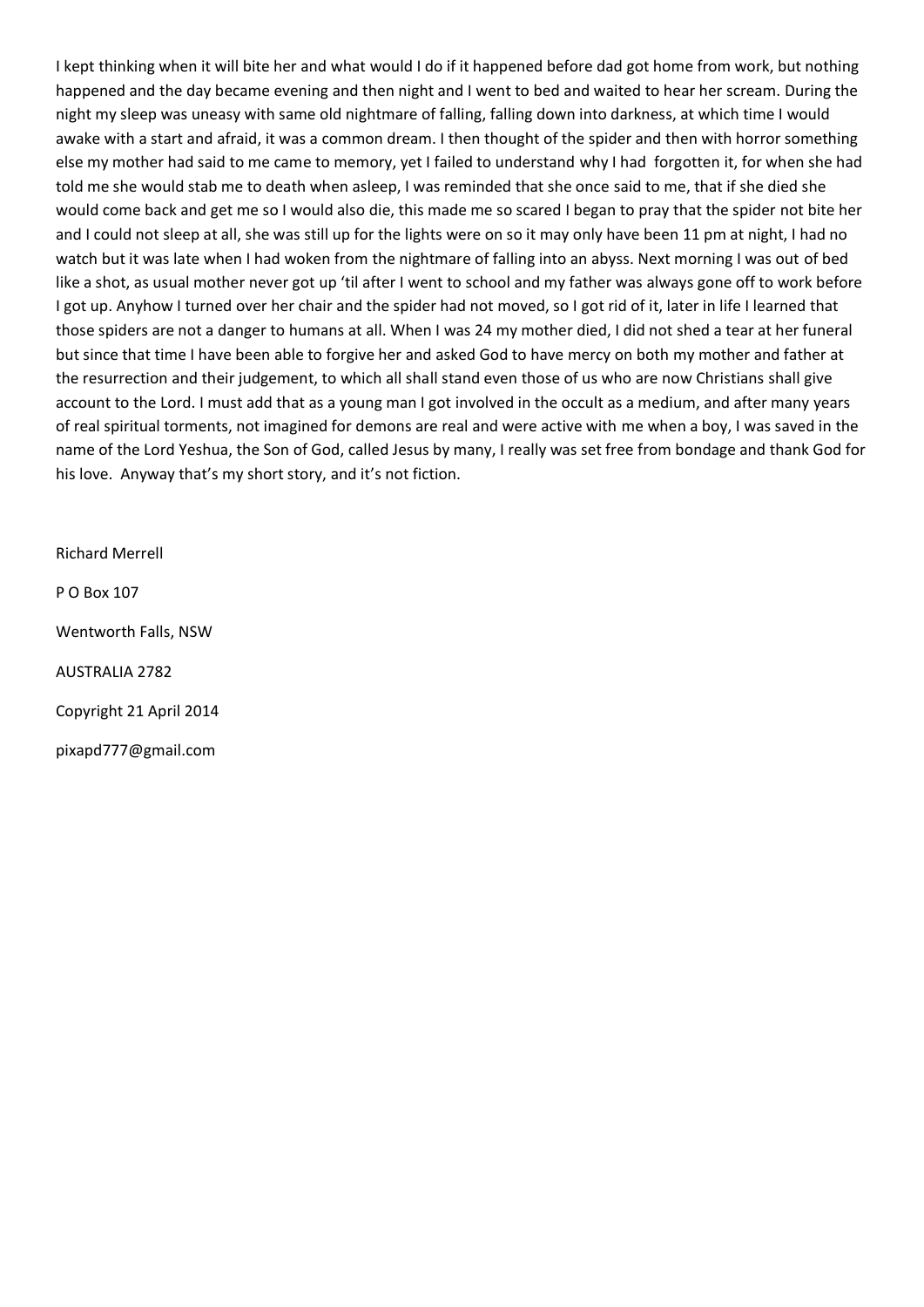I kept thinking when it will bite her and what would I do if it happened before dad got home from work, but nothing happened and the day became evening and then night and I went to bed and waited to hear her scream. During the night my sleep was uneasy with same old nightmare of falling, falling down into darkness, at which time I would awake with a start and afraid, it was a common dream. I then thought of the spider and then with horror something else my mother had said to me came to memory, yet I failed to understand why I had forgotten it, for when she had told me she would stab me to death when asleep, I was reminded that she once said to me, that if she died she would come back and get me so I would also die, this made me so scared I began to pray that the spider not bite her and I could not sleep at all, she was still up for the lights were on so it may only have been 11 pm at night, I had no watch but it was late when I had woken from the nightmare of falling into an abyss. Next morning I was out of bed like a shot, as usual mother never got up 'til after I went to school and my father was always gone off to work before I got up. Anyhow I turned over her chair and the spider had not moved, so I got rid of it, later in life I learned that those spiders are not a danger to humans at all. When I was 24 my mother died, I did not shed a tear at her funeral but since that time I have been able to forgive her and asked God to have mercy on both my mother and father at the resurrection and their judgement, to which all shall stand even those of us who are now Christians shall give account to the Lord. I must add that as a young man I got involved in the occult as a medium, and after many years of real spiritual torments, not imagined for demons are real and were active with me when a boy, I was saved in the name of the Lord Yeshua, the Son of God, called Jesus by many, I really was set free from bondage and thank God for his love. Anyway that's my short story, and it's not fiction.

Richard Merrell

P O Box 107

Wentworth Falls, NSW

AUSTRALIA 2782

Copyright 21 April 2014

pixapd777@gmail.com